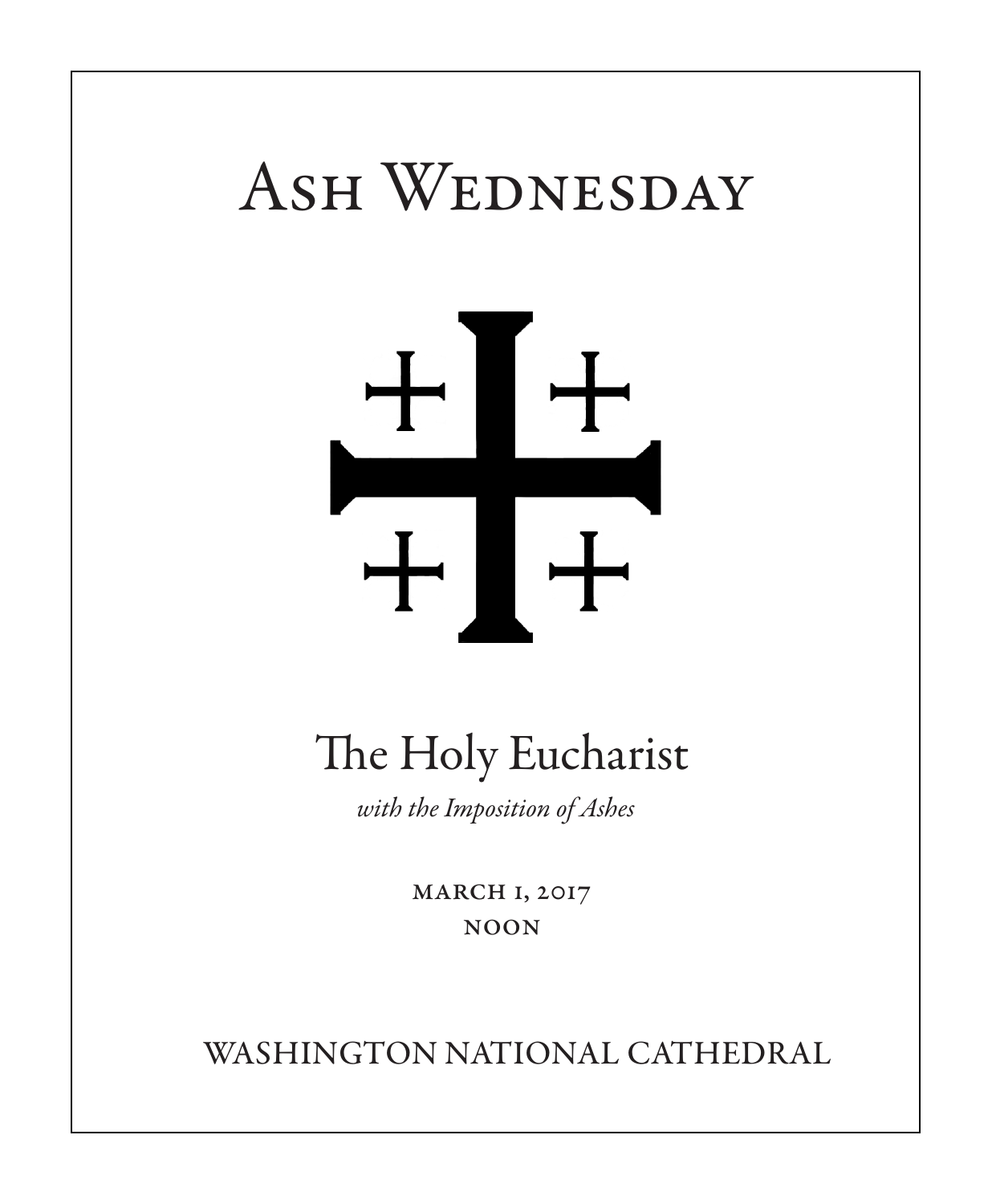# Ash Wednesday

## The Holy Eucharist

*with the Imposition of Ashes*

MARCH 1, 2017

NOON

WASHINGTON NATIONAL CATHEDRAL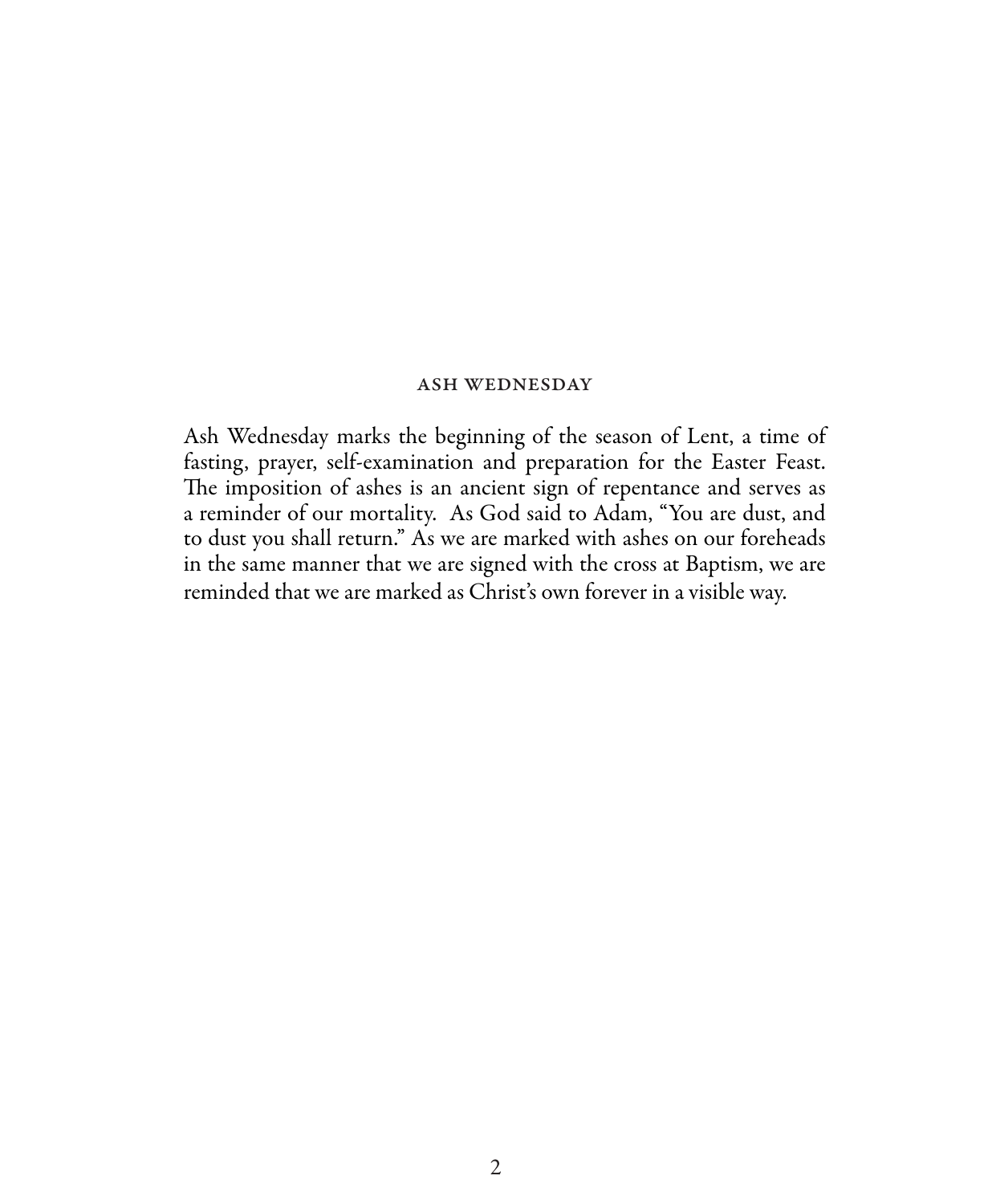## ASH WEDNESDAY

Ash Wednesday marks the beginning of the season of Lent, a time of fasting, prayer, self-examination and preparation for the Easter Feast. The imposition of ashes is an ancient sign of repentance and serves as a reminder of our mortality. As God said to Adam, "You are dust, and to dust you shall return." As we are marked with ashes on our foreheads in the same manner that we are signed with the cross at Baptism, we are reminded that we are marked as Christ's own forever in a visible way.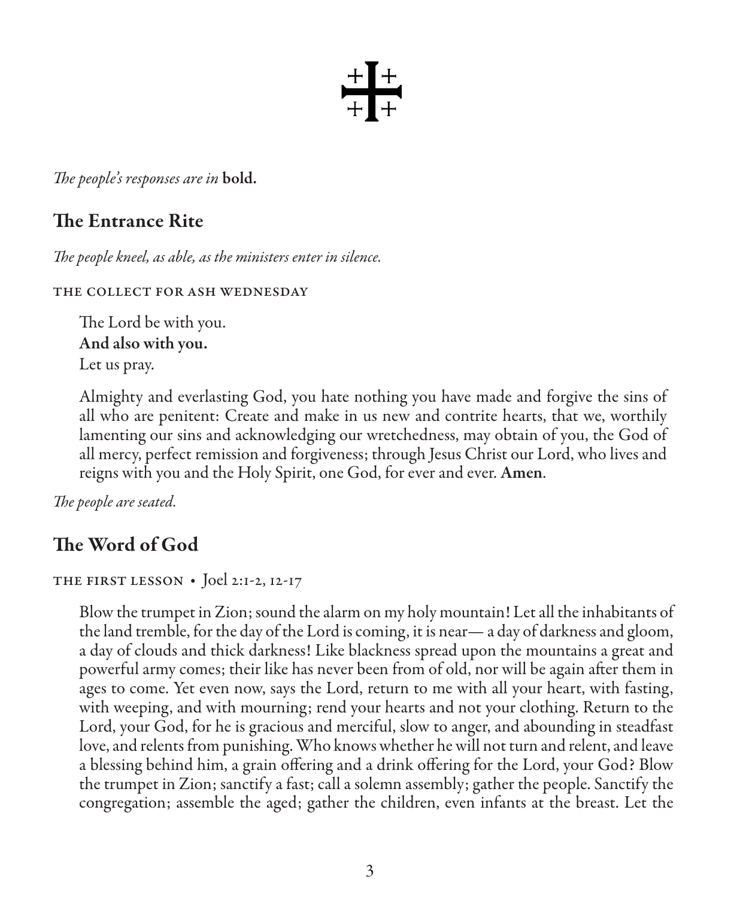*The people's responses are in* **bold.**

## The Entrance Rite

*The people kneel, as able, as the ministers enter in silence.*

THE COLLECT FOR ASH WEDNESDAY

The Lord be with you.
**And also with you.**
Let us pray.

Almighty and everlasting God, you hate nothing you have made and forgive the sins of all who are penitent: Create and make in us new and contrite hearts, that we, worthily lamenting our sins and acknowledging our wretchedness, may obtain of you, the God of all mercy, perfect remission and forgiveness; through Jesus Christ our Lord, who lives and reigns with you and the Holy Spirit, one God, for ever and ever. **Amen**.

*The people are seated.*

## The Word of God

THE FIRST LESSON • Joel 2:1-2, 12-17

Blow the trumpet in Zion; sound the alarm on my holy mountain! Let all the inhabitants of the land tremble, for the day of the Lord is coming, it is near— a day of darkness and gloom, a day of clouds and thick darkness! Like blackness spread upon the mountains a great and powerful army comes; their like has never been from of old, nor will be again after them in ages to come. Yet even now, says the Lord, return to me with all your heart, with fasting, with weeping, and with mourning; rend your hearts and not your clothing. Return to the Lord, your God, for he is gracious and merciful, slow to anger, and abounding in steadfast love, and relents from punishing. Who knows whether he will not turn and relent, and leave a blessing behind him, a grain offering and a drink offering for the Lord, your God? Blow the trumpet in Zion; sanctify a fast; call a solemn assembly; gather the people. Sanctify the congregation; assemble the aged; gather the children, even infants at the breast. Let the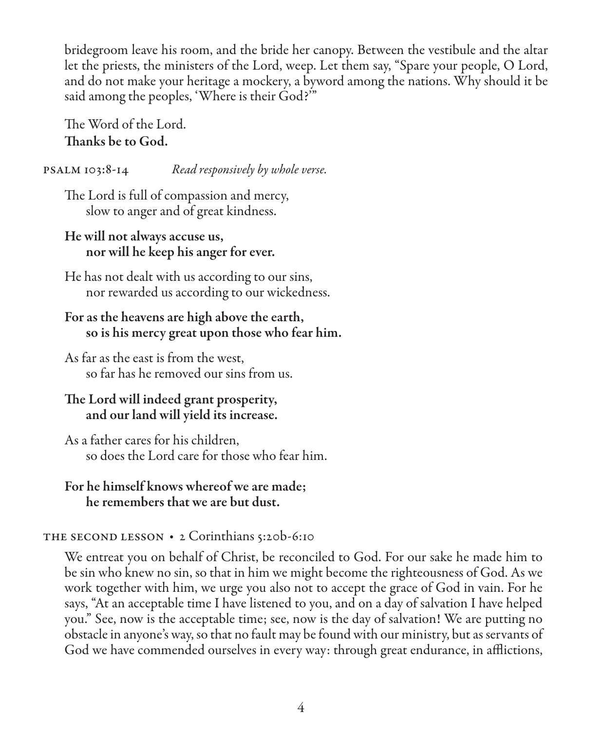bridegroom leave his room, and the bride her canopy. Between the vestibule and the altar let the priests, the ministers of the Lord, weep. Let them say, "Spare your people, O Lord, and do not make your heritage a mockery, a byword among the nations. Why should it be said among the peoples, 'Where is their God?'"

The Word of the Lord.
**Thanks be to God.**

PSALM 103:8-14 *Read responsively by whole verse.*

The Lord is full of compassion and mercy,
slow to anger and of great kindness.

**He will not always accuse us,**
**nor will he keep his anger for ever.**

He has not dealt with us according to our sins,
nor rewarded us according to our wickedness.

**For as the heavens are high above the earth,**
**so is his mercy great upon those who fear him.**

As far as the east is from the west,
so far has he removed our sins from us.

**The Lord will indeed grant prosperity,**
**and our land will yield its increase.**

As a father cares for his children,
so does the Lord care for those who fear him.

**For he himself knows whereof we are made;**
**he remembers that we are but dust.**

THE SECOND LESSON • 2 Corinthians 5:20b-6:10

We entreat you on behalf of Christ, be reconciled to God. For our sake he made him to be sin who knew no sin, so that in him we might become the righteousness of God. As we work together with him, we urge you also not to accept the grace of God in vain. For he says, "At an acceptable time I have listened to you, and on a day of salvation I have helped you." See, now is the acceptable time; see, now is the day of salvation! We are putting no obstacle in anyone's way, so that no fault may be found with our ministry, but as servants of God we have commended ourselves in every way: through great endurance, in afflictions,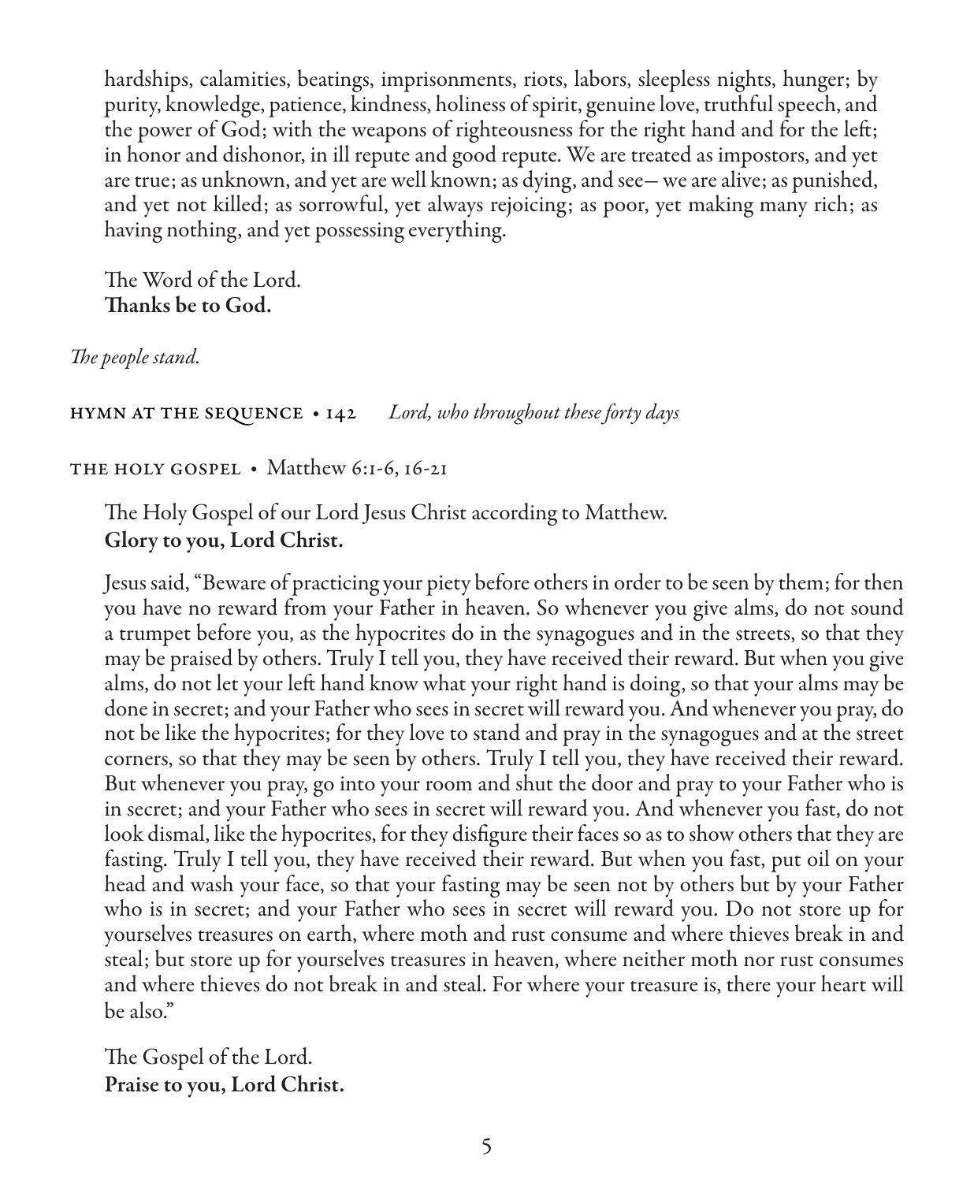hardships, calamities, beatings, imprisonments, riots, labors, sleepless nights, hunger; by purity, knowledge, patience, kindness, holiness of spirit, genuine love, truthful speech, and the power of God; with the weapons of righteousness for the right hand and for the left; in honor and dishonor, in ill repute and good repute. We are treated as impostors, and yet are true; as unknown, and yet are well known; as dying, and see— we are alive; as punished, and yet not killed; as sorrowful, yet always rejoicing; as poor, yet making many rich; as having nothing, and yet possessing everything.

The Word of the Lord.
**Thanks be to God.**

*The people stand.*

HYMN AT THE SEQUENCE • 142 *Lord, who throughout these forty days*

THE HOLY GOSPEL • Matthew 6:1-6, 16-21

The Holy Gospel of our Lord Jesus Christ according to Matthew.
**Glory to you, Lord Christ.**

Jesus said, "Beware of practicing your piety before others in order to be seen by them; for then you have no reward from your Father in heaven. So whenever you give alms, do not sound a trumpet before you, as the hypocrites do in the synagogues and in the streets, so that they may be praised by others. Truly I tell you, they have received their reward. But when you give alms, do not let your left hand know what your right hand is doing, so that your alms may be done in secret; and your Father who sees in secret will reward you. And whenever you pray, do not be like the hypocrites; for they love to stand and pray in the synagogues and at the street corners, so that they may be seen by others. Truly I tell you, they have received their reward. But whenever you pray, go into your room and shut the door and pray to your Father who is in secret; and your Father who sees in secret will reward you. And whenever you fast, do not look dismal, like the hypocrites, for they disfigure their faces so as to show others that they are fasting. Truly I tell you, they have received their reward. But when you fast, put oil on your head and wash your face, so that your fasting may be seen not by others but by your Father who is in secret; and your Father who sees in secret will reward you. Do not store up for yourselves treasures on earth, where moth and rust consume and where thieves break in and steal; but store up for yourselves treasures in heaven, where neither moth nor rust consumes and where thieves do not break in and steal. For where your treasure is, there your heart will be also."

The Gospel of the Lord.
**Praise to you, Lord Christ.**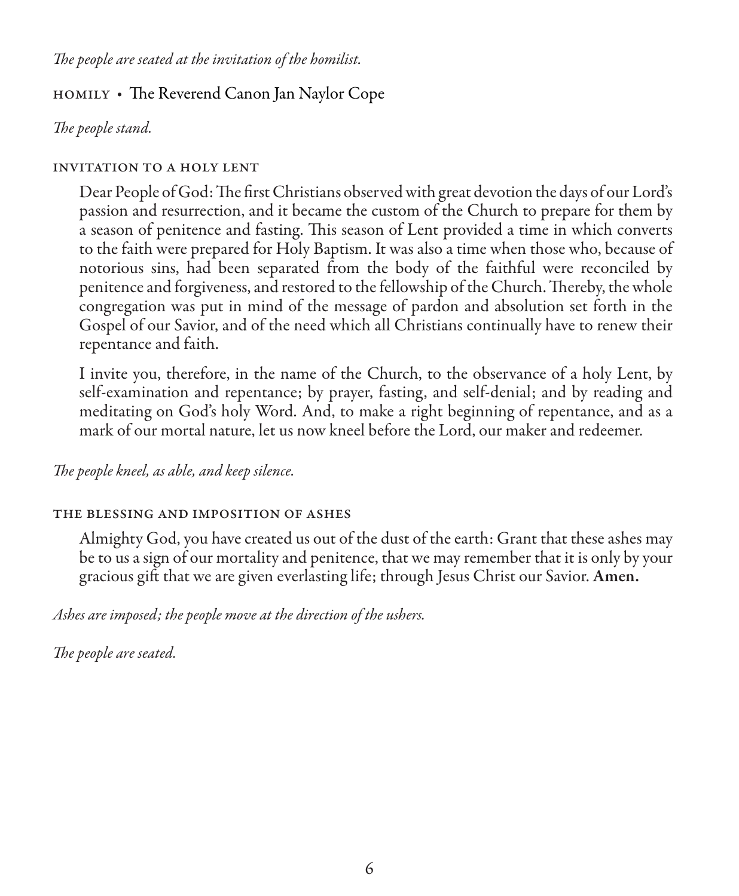*The people are seated at the invitation of the homilist.*

## HOMILY • The Reverend Canon Jan Naylor Cope

*The people stand.*

### INVITATION TO A HOLY LENT

Dear People of God: The first Christians observed with great devotion the days of our Lord's passion and resurrection, and it became the custom of the Church to prepare for them by a season of penitence and fasting. This season of Lent provided a time in which converts to the faith were prepared for Holy Baptism. It was also a time when those who, because of notorious sins, had been separated from the body of the faithful were reconciled by penitence and forgiveness, and restored to the fellowship of the Church. Thereby, the whole congregation was put in mind of the message of pardon and absolution set forth in the Gospel of our Savior, and of the need which all Christians continually have to renew their repentance and faith.

I invite you, therefore, in the name of the Church, to the observance of a holy Lent, by self-examination and repentance; by prayer, fasting, and self-denial; and by reading and meditating on God's holy Word. And, to make a right beginning of repentance, and as a mark of our mortal nature, let us now kneel before the Lord, our maker and redeemer.

*The people kneel, as able, and keep silence.*

### THE BLESSING AND IMPOSITION OF ASHES

Almighty God, you have created us out of the dust of the earth: Grant that these ashes may be to us a sign of our mortality and penitence, that we may remember that it is only by your gracious gift that we are given everlasting life; through Jesus Christ our Savior. **Amen.**

*Ashes are imposed; the people move at the direction of the ushers.*

*The people are seated.*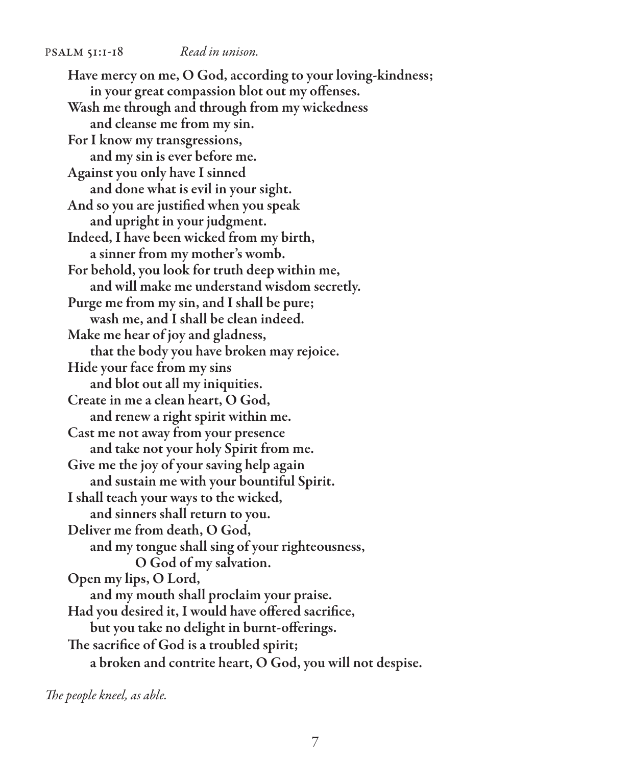PSALM 51:1-18 *Read in unison.*

**Have mercy on me, O God, according to your loving-kindness;**
**in your great compassion blot out my offenses.**
**Wash me through and through from my wickedness**
**and cleanse me from my sin.**
**For I know my transgressions,**
**and my sin is ever before me.**
**Against you only have I sinned**
**and done what is evil in your sight.**
**And so you are justified when you speak**
**and upright in your judgment.**
**Indeed, I have been wicked from my birth,**
**a sinner from my mother's womb.**
**For behold, you look for truth deep within me,**
**and will make me understand wisdom secretly.**
**Purge me from my sin, and I shall be pure;**
**wash me, and I shall be clean indeed.**
**Make me hear of joy and gladness,**
**that the body you have broken may rejoice.**
**Hide your face from my sins**
**and blot out all my iniquities.**
**Create in me a clean heart, O God,**
**and renew a right spirit within me.**
**Cast me not away from your presence**
**and take not your holy Spirit from me.**
**Give me the joy of your saving help again**
**and sustain me with your bountiful Spirit.**
**I shall teach your ways to the wicked,**
**and sinners shall return to you.**
**Deliver me from death, O God,**
**and my tongue shall sing of your righteousness,**
**O God of my salvation.**
**Open my lips, O Lord,**
**and my mouth shall proclaim your praise.**
**Had you desired it, I would have offered sacrifice,**
**but you take no delight in burnt-offerings.**
**The sacrifice of God is a troubled spirit;**
**a broken and contrite heart, O God, you will not despise.**

*The people kneel, as able.*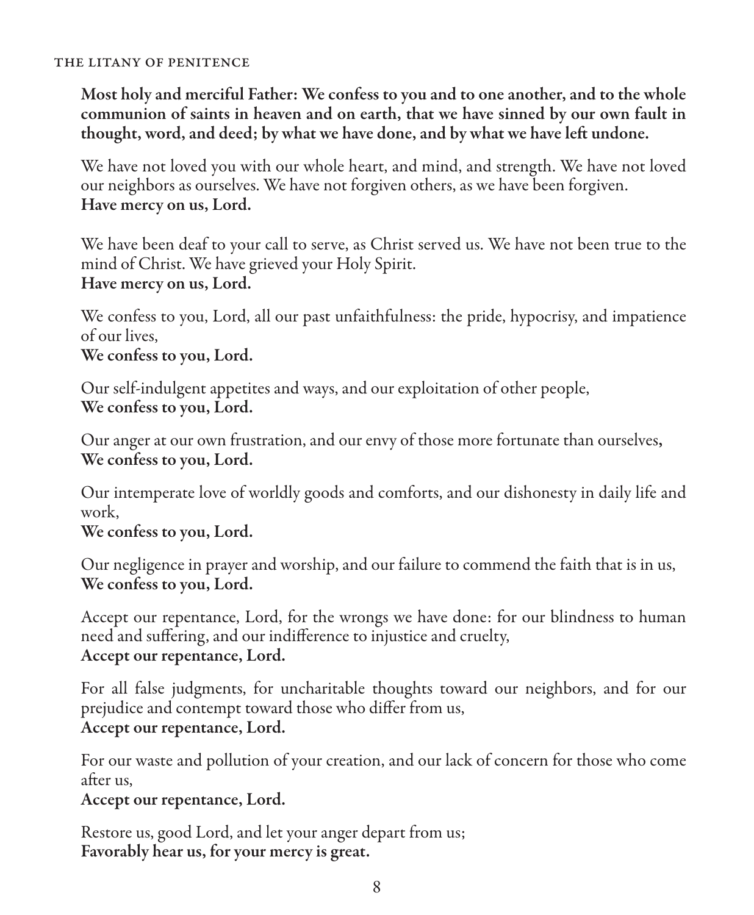## THE LITANY OF PENITENCE

**Most holy and merciful Father: We confess to you and to one another, and to the whole communion of saints in heaven and on earth, that we have sinned by our own fault in thought, word, and deed; by what we have done, and by what we have left undone.**

We have not loved you with our whole heart, and mind, and strength. We have not loved our neighbors as ourselves. We have not forgiven others, as we have been forgiven.
**Have mercy on us, Lord.**

We have been deaf to your call to serve, as Christ served us. We have not been true to the mind of Christ. We have grieved your Holy Spirit.
**Have mercy on us, Lord.**

We confess to you, Lord, all our past unfaithfulness: the pride, hypocrisy, and impatience of our lives,
**We confess to you, Lord.**

Our self-indulgent appetites and ways, and our exploitation of other people,
**We confess to you, Lord.**

Our anger at our own frustration, and our envy of those more fortunate than ourselves,
**We confess to you, Lord.**

Our intemperate love of worldly goods and comforts, and our dishonesty in daily life and work,
**We confess to you, Lord.**

Our negligence in prayer and worship, and our failure to commend the faith that is in us,
**We confess to you, Lord.**

Accept our repentance, Lord, for the wrongs we have done: for our blindness to human need and suffering, and our indifference to injustice and cruelty,
**Accept our repentance, Lord.**

For all false judgments, for uncharitable thoughts toward our neighbors, and for our prejudice and contempt toward those who differ from us,
**Accept our repentance, Lord.**

For our waste and pollution of your creation, and our lack of concern for those who come after us,
**Accept our repentance, Lord.**

Restore us, good Lord, and let your anger depart from us;
**Favorably hear us, for your mercy is great.**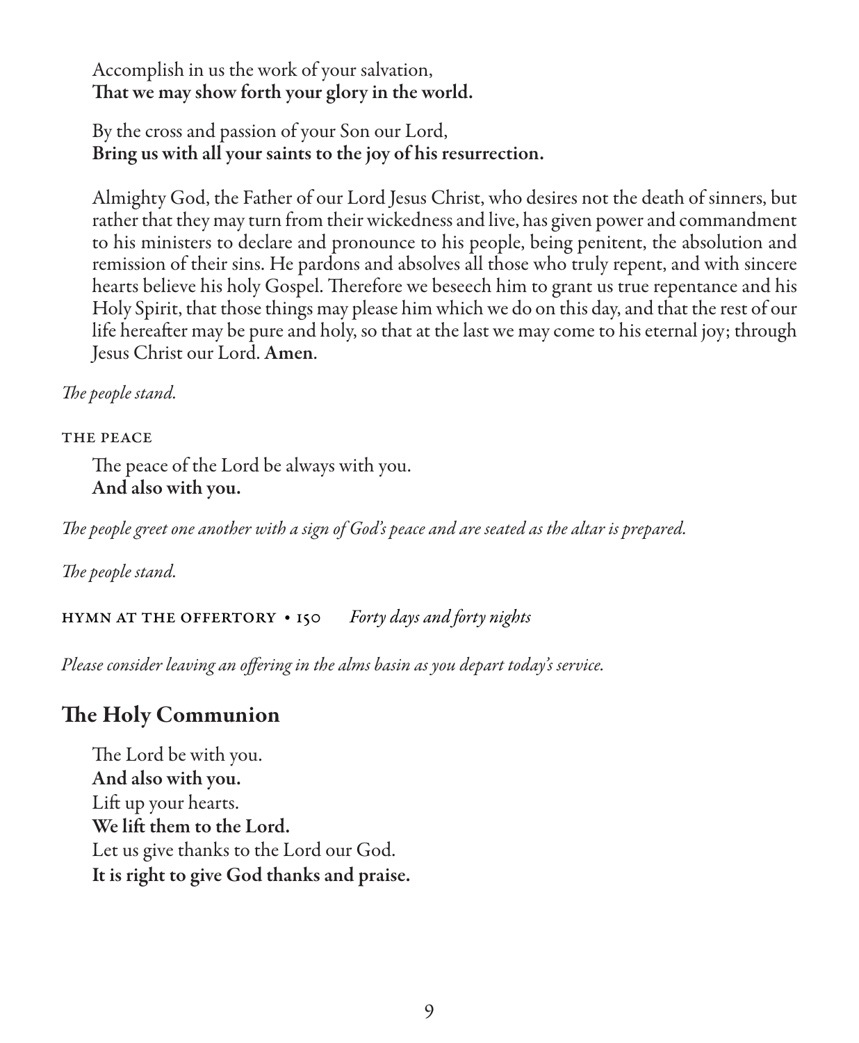Accomplish in us the work of your salvation,
**That we may show forth your glory in the world.**

By the cross and passion of your Son our Lord,
**Bring us with all your saints to the joy of his resurrection.**

Almighty God, the Father of our Lord Jesus Christ, who desires not the death of sinners, but rather that they may turn from their wickedness and live, has given power and commandment to his ministers to declare and pronounce to his people, being penitent, the absolution and remission of their sins. He pardons and absolves all those who truly repent, and with sincere hearts believe his holy Gospel. Therefore we beseech him to grant us true repentance and his Holy Spirit, that those things may please him which we do on this day, and that the rest of our life hereafter may be pure and holy, so that at the last we may come to his eternal joy; through Jesus Christ our Lord. **Amen**.

*The people stand.*

THE PEACE

The peace of the Lord be always with you.
**And also with you.**

*The people greet one another with a sign of God's peace and are seated as the altar is prepared.*

*The people stand.*

HYMN AT THE OFFERTORY • 150 *Forty days and forty nights*

*Please consider leaving an offering in the alms basin as you depart today's service.*

## The Holy Communion

The Lord be with you.
**And also with you.**
Lift up your hearts.
**We lift them to the Lord.**
Let us give thanks to the Lord our God.
**It is right to give God thanks and praise.**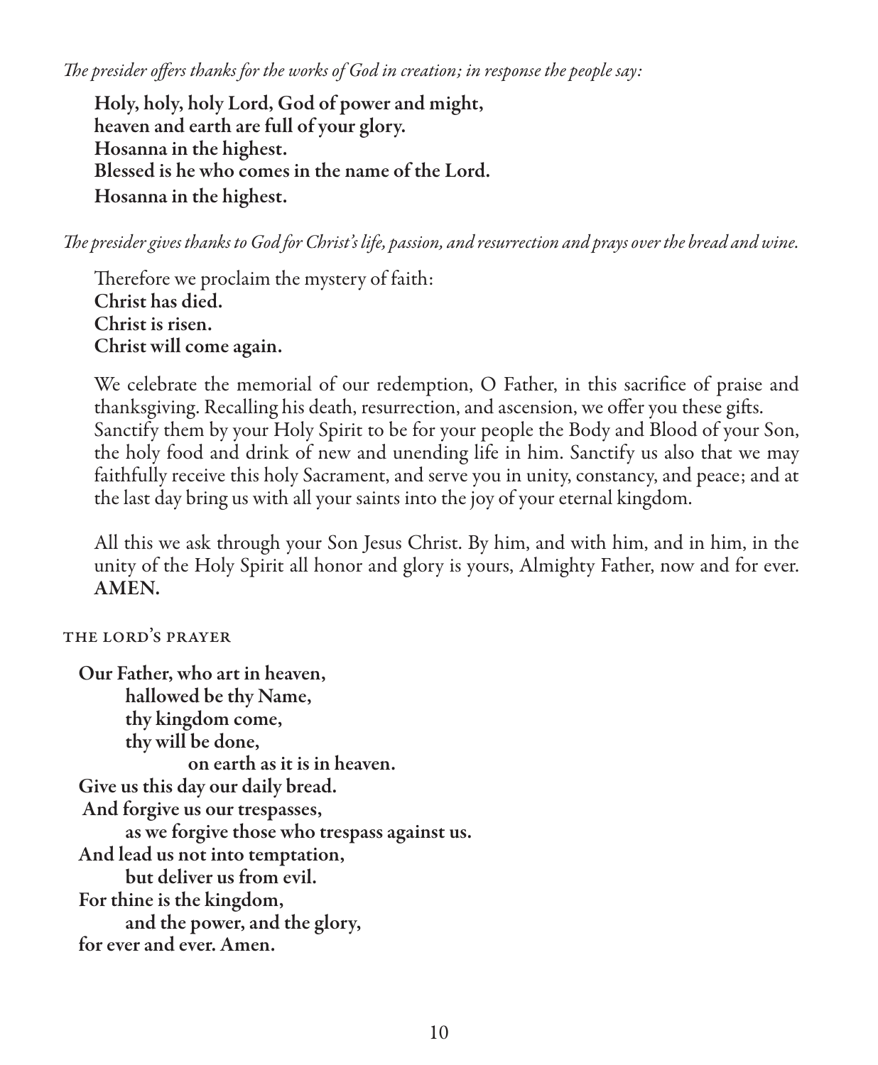*The presider offers thanks for the works of God in creation; in response the people say:*

**Holy, holy, holy Lord, God of power and might,**
**heaven and earth are full of your glory.**
**Hosanna in the highest.**
**Blessed is he who comes in the name of the Lord.**
**Hosanna in the highest.**

*The presider gives thanks to God for Christ's life, passion, and resurrection and prays over the bread and wine.*

Therefore we proclaim the mystery of faith:
**Christ has died.**
**Christ is risen.**
**Christ will come again.**

We celebrate the memorial of our redemption, O Father, in this sacrifice of praise and thanksgiving. Recalling his death, resurrection, and ascension, we offer you these gifts. Sanctify them by your Holy Spirit to be for your people the Body and Blood of your Son, the holy food and drink of new and unending life in him. Sanctify us also that we may faithfully receive this holy Sacrament, and serve you in unity, constancy, and peace; and at the last day bring us with all your saints into the joy of your eternal kingdom.

All this we ask through your Son Jesus Christ. By him, and with him, and in him, in the unity of the Holy Spirit all honor and glory is yours, Almighty Father, now and for ever. **AMEN.**

## THE LORD'S PRAYER

**Our Father, who art in heaven,**
**hallowed be thy Name,**
**thy kingdom come,**
**thy will be done,**
**on earth as it is in heaven.**
**Give us this day our daily bread.**
**And forgive us our trespasses,**
**as we forgive those who trespass against us.**
**And lead us not into temptation,**
**but deliver us from evil.**
**For thine is the kingdom,**
**and the power, and the glory,**
**for ever and ever. Amen.**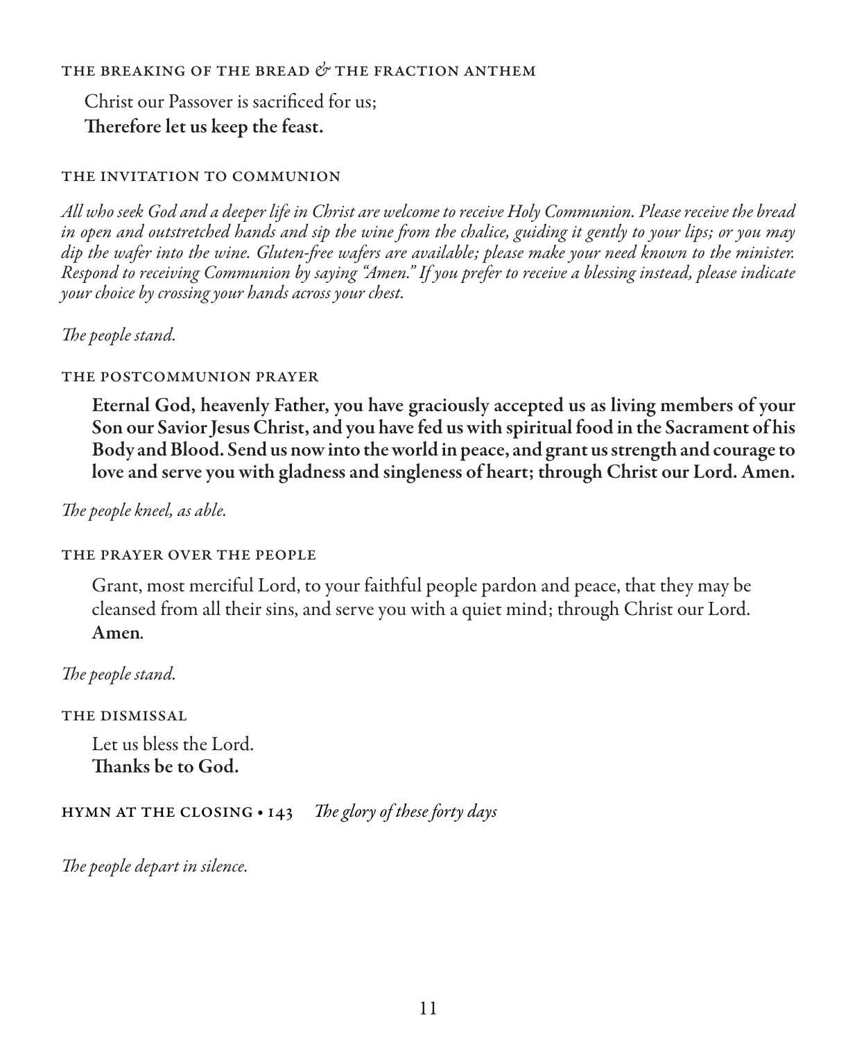### THE BREAKING OF THE BREAD & THE FRACTION ANTHEM

Christ our Passover is sacrificed for us;
**Therefore let us keep the feast.**

### THE INVITATION TO COMMUNION

*All who seek God and a deeper life in Christ are welcome to receive Holy Communion. Please receive the bread in open and outstretched hands and sip the wine from the chalice, guiding it gently to your lips; or you may dip the wafer into the wine. Gluten-free wafers are available; please make your need known to the minister. Respond to receiving Communion by saying "Amen." If you prefer to receive a blessing instead, please indicate your choice by crossing your hands across your chest.*

*The people stand.*

### THE POSTCOMMUNION PRAYER

**Eternal God, heavenly Father, you have graciously accepted us as living members of your Son our Savior Jesus Christ, and you have fed us with spiritual food in the Sacrament of his Body and Blood. Send us now into the world in peace, and grant us strength and courage to love and serve you with gladness and singleness of heart; through Christ our Lord. Amen.**

*The people kneel, as able.*

### THE PRAYER OVER THE PEOPLE

Grant, most merciful Lord, to your faithful people pardon and peace, that they may be cleansed from all their sins, and serve you with a quiet mind; through Christ our Lord.
**Amen**.

*The people stand.*

### THE DISMISSAL

Let us bless the Lord.
**Thanks be to God.**

### HYMN AT THE CLOSING • 143 *The glory of these forty days*

*The people depart in silence.*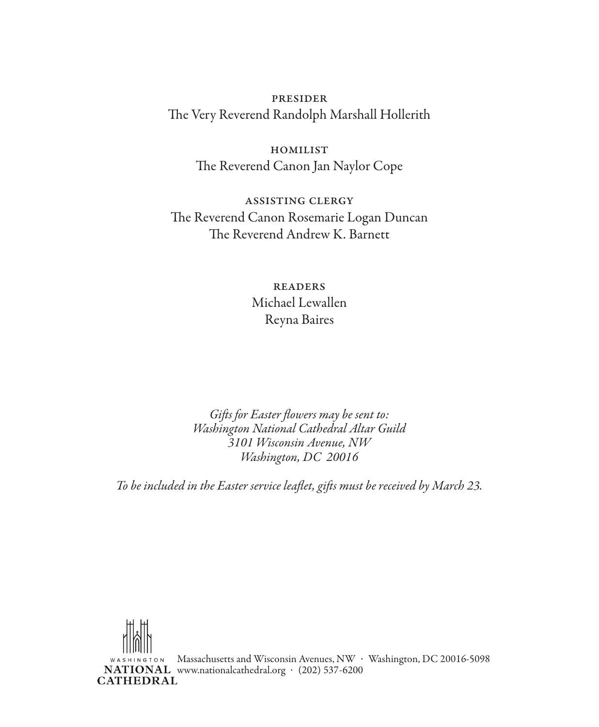PRESIDER

The Very Reverend Randolph Marshall Hollerith

HOMILIST

The Reverend Canon Jan Naylor Cope

ASSISTING CLERGY

The Reverend Canon Rosemarie Logan Duncan
The Reverend Andrew K. Barnett

READERS

Michael Lewallen
Reyna Baires

*Gifts for Easter flowers may be sent to:*
*Washington National Cathedral Altar Guild*
*3101 Wisconsin Avenue, NW*
*Washington, DC 20016*

*To be included in the Easter service leaflet, gifts must be received by March 23.*

WASHINGTON NATIONAL CATHEDRAL

Massachusetts and Wisconsin Avenues, NW · Washington, DC 20016-5098
www.nationalcathedral.org · (202) 537-6200